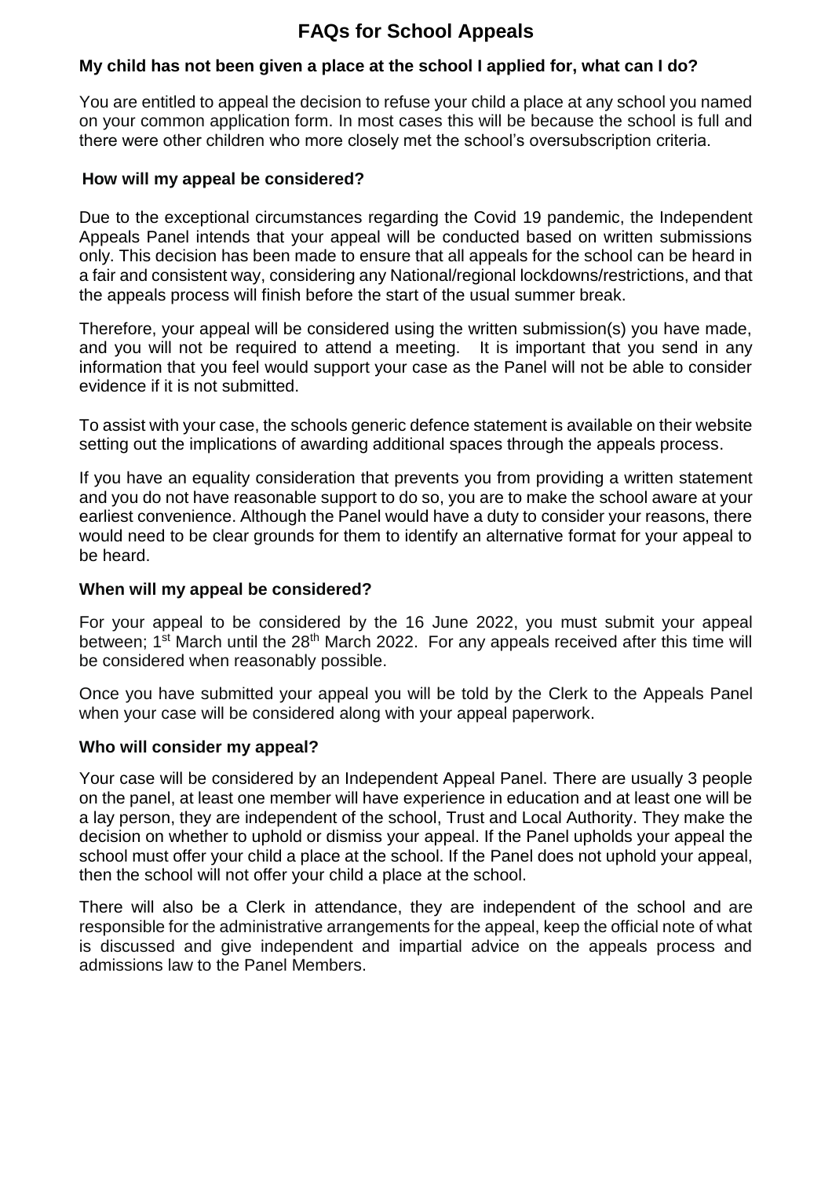# FAQs for School Appeals

### My child has not been given a place at the school I applied for, what can I do?

You are entitled to appeal the decision to refuse your child a place at any school you named on your common application form. In most cases this will be because the school is full and there were other children who more closely met the school's oversubscription criteria.

### How will my appeal be considered?

Due to the exceptional circumstances regarding the Covid 19 pandemic, the Independent Appeals Panel intends that your appeal will be conducted based on written submissions only. This decision has been made to ensure that all appeals for the school can be heard in a fair and consistent way, considering any National/regional lockdowns/restrictions, and that the appeals process will finish before the start of the usual summer break.

Therefore, your appeal will be considered using the written submission(s) you have made, and you will not be required to attend a meeting. It is important that you send in any information that you feel would support your case as the Panel will not be able to consider evidence if it is not submitted.

To assist with your case, the schools generic defence statement is available on their website setting out the implications of awarding additional spaces through the appeals process.

If you have an equality consideration that prevents you from providing a written statement and you do not have reasonable support to do so, you are to make the school aware at your earliest convenience. Although the Panel would have a duty to consider your reasons, there would need to be clear grounds for them to identify an alternative format for your appeal to be heard.

### When will my appeal be considered?

For your appeal to be considered by the 16 June 2022, you must submit your appeal between; 1st March until the 28th March 2022. For any appeals received after this time will be considered when reasonably possible.

Once you have submitted your appeal you will be told by the Clerk to the Appeals Panel when your case will be considered along with your appeal paperwork.

### Who will consider my appeal?

Your case will be considered by an Independent Appeal Panel. There are usually 3 people on the panel, at least one member will have experience in education and at least one will be a lay person, they are independent of the school, Trust and Local Authority. They make the decision on whether to uphold or dismiss your appeal. If the Panel upholds your appeal the school must offer your child a place at the school. If the Panel does not uphold your appeal, then the school will not offer your child a place at the school.

There will also be a Clerk in attendance, they are independent of the school and are responsible for the administrative arrangements for the appeal, keep the official note of what is discussed and give independent and impartial advice on the appeals process and admissions law to the Panel Members.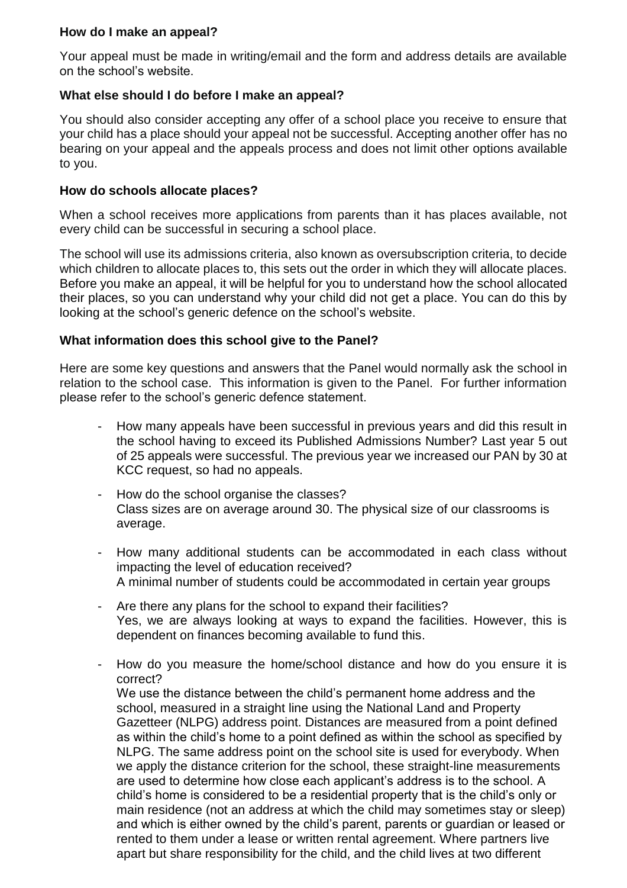**How do I make an appeal?**

Your appeal must be made in writing/email and the form and address details are available on the school's website.

**What else should I do before I make an appeal?**

You should also consider accepting any offer of a school place you receive to ensure that your child has a place should your appeal not be successful. Accepting another offer has no bearing on your appeal and the appeals process and does not limit other options available to you.

**How do schools allocate places?**

When a school receives more applications from parents than it has places available, not every child can be successful in securing a school place.

The school will use its admissions criteria, also known as oversubscription criteria, to decide which children to allocate places to, this sets out the order in which they will allocate places. Before you make an appeal, it will be helpful for you to understand how the school allocated their places, so you can understand why your child did not get a place. You can do this by looking at the school's generic defence on the school's website.

**What information does this school give to the Panel?**

Here are some key questions and answers that the Panel would normally ask the school in relation to the school case. This information is given to the Panel. For further information please refer to the school's generic defence statement.

- How many appeals have been successful in previous years and did this result in the school having to exceed its Published Admissions Number? Last year 5 out of 25 appeals were successful. The previous year we increased our PAN by 30 at KCC request, so had no appeals.
- How do the school organise the classes?
  Class sizes are on average around 30. The physical size of our classrooms is average.
- How many additional students can be accommodated in each class without impacting the level of education received?
  A minimal number of students could be accommodated in certain year groups
- Are there any plans for the school to expand their facilities?
  Yes, we are always looking at ways to expand the facilities. However, this is dependent on finances becoming available to fund this.
- How do you measure the home/school distance and how do you ensure it is correct?
  We use the distance between the child's permanent home address and the school, measured in a straight line using the National Land and Property Gazetteer (NLPG) address point. Distances are measured from a point defined as within the child's home to a point defined as within the school as specified by NLPG. The same address point on the school site is used for everybody. When we apply the distance criterion for the school, these straight-line measurements are used to determine how close each applicant's address is to the school. A child's home is considered to be a residential property that is the child's only or main residence (not an address at which the child may sometimes stay or sleep) and which is either owned by the child's parent, parents or guardian or leased or rented to them under a lease or written rental agreement. Where partners live apart but share responsibility for the child, and the child lives at two different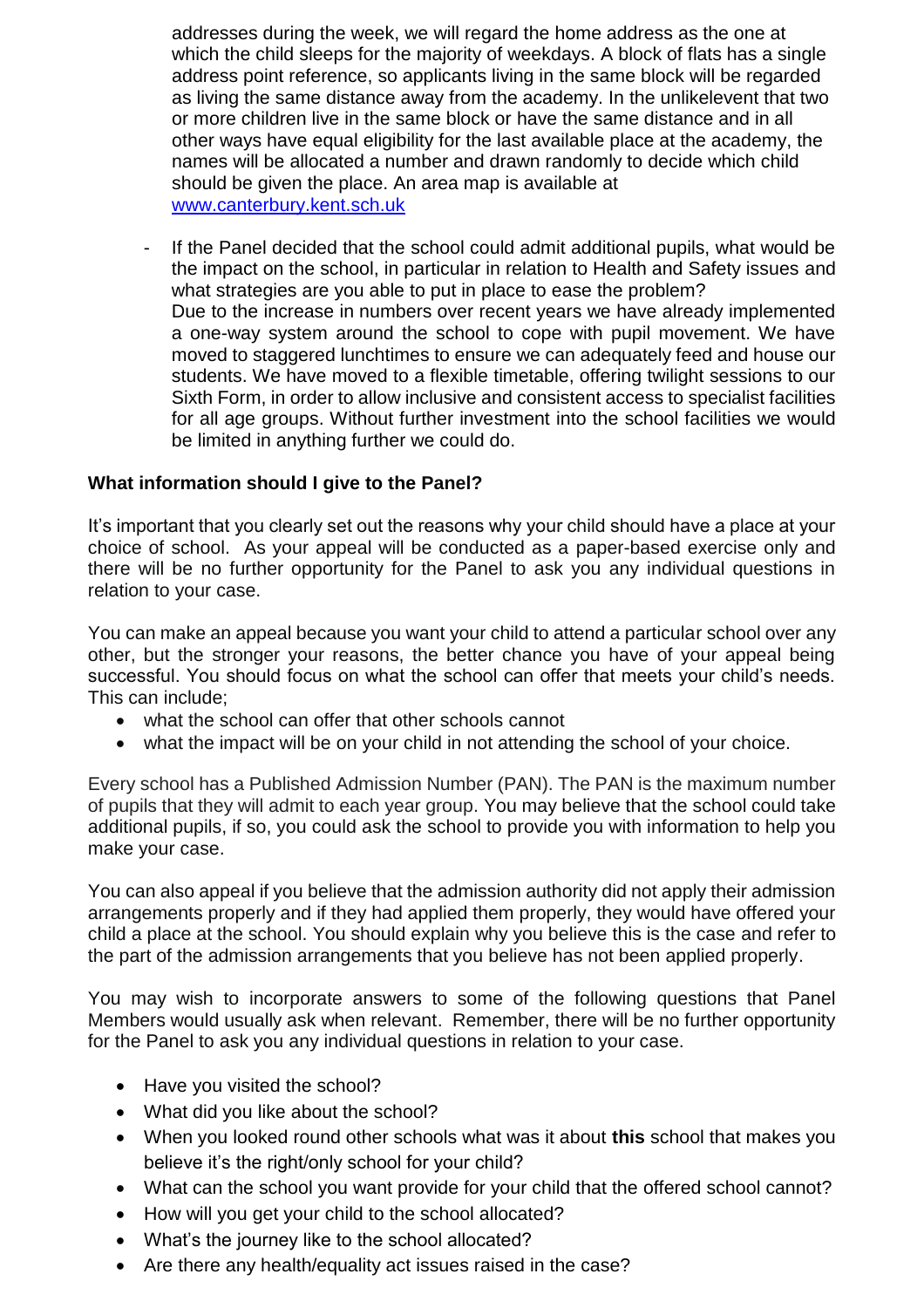addresses during the week, we will regard the home address as the one at which the child sleeps for the majority of weekdays. A block of flats has a single address point reference, so applicants living in the same block will be regarded as living the same distance away from the academy. In the unlikelevent that two or more children live in the same block or have the same distance and in all other ways have equal eligibility for the last available place at the academy, the names will be allocated a number and drawn randomly to decide which child should be given the place. An area map is available at www.canterbury.kent.sch.uk

- If the Panel decided that the school could admit additional pupils, what would be the impact on the school, in particular in relation to Health and Safety issues and what strategies are you able to put in place to ease the problem?
  Due to the increase in numbers over recent years we have already implemented a one-way system around the school to cope with pupil movement. We have moved to staggered lunchtimes to ensure we can adequately feed and house our students. We have moved to a flexible timetable, offering twilight sessions to our Sixth Form, in order to allow inclusive and consistent access to specialist facilities for all age groups. Without further investment into the school facilities we would be limited in anything further we could do.

**What information should I give to the Panel?**

It's important that you clearly set out the reasons why your child should have a place at your choice of school. As your appeal will be conducted as a paper-based exercise only and there will be no further opportunity for the Panel to ask you any individual questions in relation to your case.

You can make an appeal because you want your child to attend a particular school over any other, but the stronger your reasons, the better chance you have of your appeal being successful. You should focus on what the school can offer that meets your child's needs. This can include;

- what the school can offer that other schools cannot
- what the impact will be on your child in not attending the school of your choice.

Every school has a Published Admission Number (PAN). The PAN is the maximum number of pupils that they will admit to each year group. You may believe that the school could take additional pupils, if so, you could ask the school to provide you with information to help you make your case.

You can also appeal if you believe that the admission authority did not apply their admission arrangements properly and if they had applied them properly, they would have offered your child a place at the school. You should explain why you believe this is the case and refer to the part of the admission arrangements that you believe has not been applied properly.

You may wish to incorporate answers to some of the following questions that Panel Members would usually ask when relevant. Remember, there will be no further opportunity for the Panel to ask you any individual questions in relation to your case.

- Have you visited the school?
- What did you like about the school?
- When you looked round other schools what was it about **this** school that makes you believe it's the right/only school for your child?
- What can the school you want provide for your child that the offered school cannot?
- How will you get your child to the school allocated?
- What's the journey like to the school allocated?
- Are there any health/equality act issues raised in the case?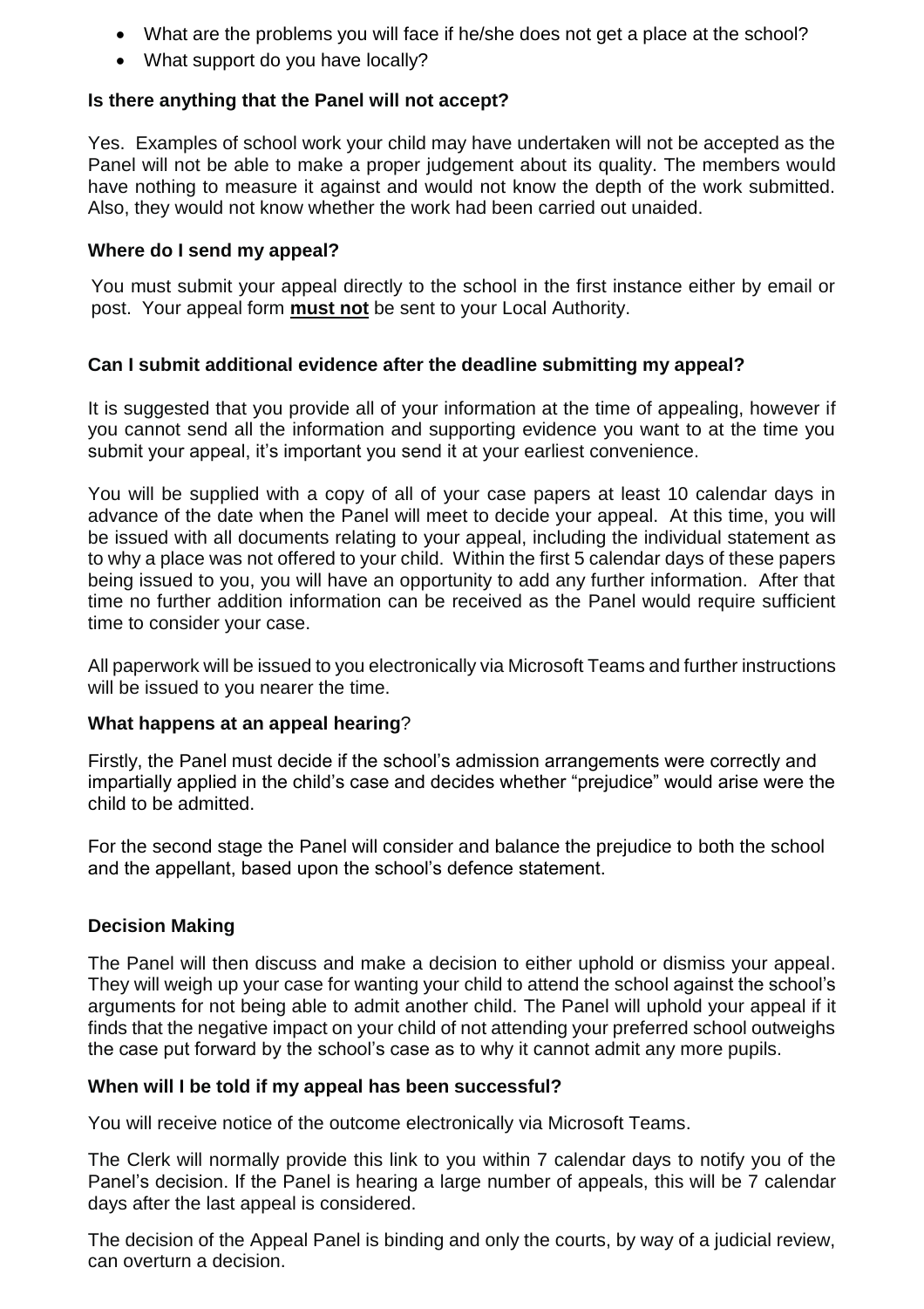- What are the problems you will face if he/she does not get a place at the school?
- What support do you have locally?

**Is there anything that the Panel will not accept?**

Yes. Examples of school work your child may have undertaken will not be accepted as the Panel will not be able to make a proper judgement about its quality. The members would have nothing to measure it against and would not know the depth of the work submitted. Also, they would not know whether the work had been carried out unaided.

**Where do I send my appeal?**

You must submit your appeal directly to the school in the first instance either by email or post. Your appeal form **must not** be sent to your Local Authority.

**Can I submit additional evidence after the deadline submitting my appeal?**

It is suggested that you provide all of your information at the time of appealing, however if you cannot send all the information and supporting evidence you want to at the time you submit your appeal, it's important you send it at your earliest convenience.

You will be supplied with a copy of all of your case papers at least 10 calendar days in advance of the date when the Panel will meet to decide your appeal. At this time, you will be issued with all documents relating to your appeal, including the individual statement as to why a place was not offered to your child. Within the first 5 calendar days of these papers being issued to you, you will have an opportunity to add any further information. After that time no further addition information can be received as the Panel would require sufficient time to consider your case.

All paperwork will be issued to you electronically via Microsoft Teams and further instructions will be issued to you nearer the time.

**What happens at an appeal hearing**?

Firstly, the Panel must decide if the school's admission arrangements were correctly and impartially applied in the child's case and decides whether "prejudice" would arise were the child to be admitted.

For the second stage the Panel will consider and balance the prejudice to both the school and the appellant, based upon the school's defence statement.

**Decision Making**

The Panel will then discuss and make a decision to either uphold or dismiss your appeal. They will weigh up your case for wanting your child to attend the school against the school's arguments for not being able to admit another child. The Panel will uphold your appeal if it finds that the negative impact on your child of not attending your preferred school outweighs the case put forward by the school's case as to why it cannot admit any more pupils.

**When will I be told if my appeal has been successful?**

You will receive notice of the outcome electronically via Microsoft Teams.

The Clerk will normally provide this link to you within 7 calendar days to notify you of the Panel's decision. If the Panel is hearing a large number of appeals, this will be 7 calendar days after the last appeal is considered.

The decision of the Appeal Panel is binding and only the courts, by way of a judicial review, can overturn a decision.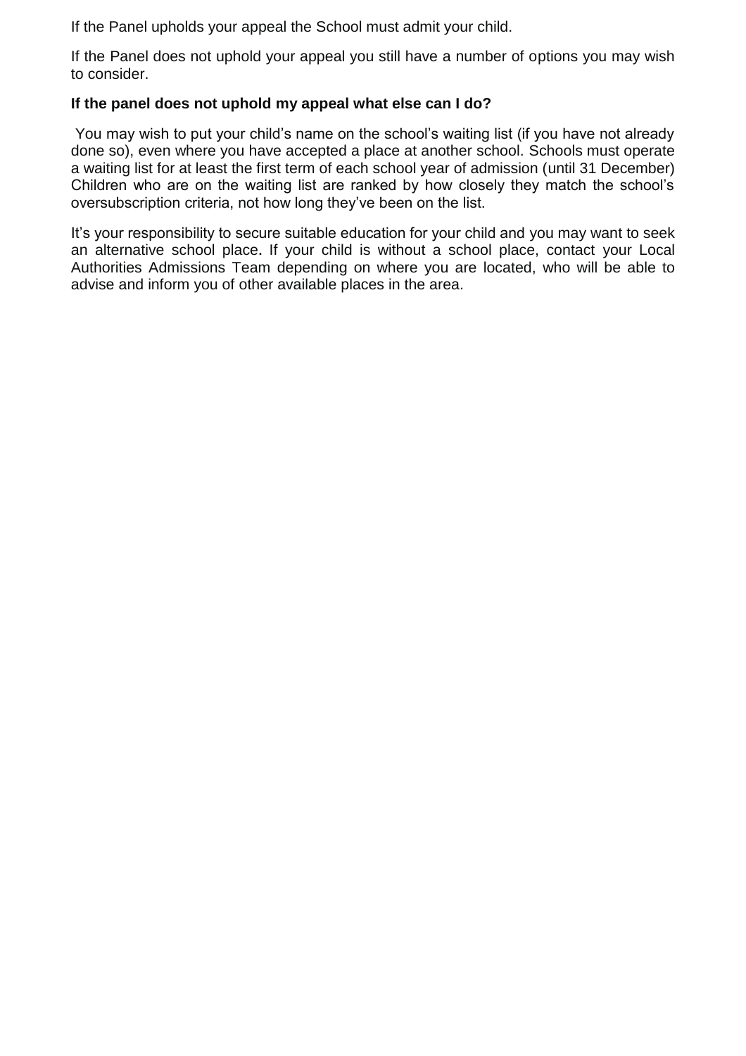If the Panel upholds your appeal the School must admit your child.

If the Panel does not uphold your appeal you still have a number of options you may wish to consider.

**If the panel does not uphold my appeal what else can I do?**

You may wish to put your child's name on the school's waiting list (if you have not already done so), even where you have accepted a place at another school. Schools must operate a waiting list for at least the first term of each school year of admission (until 31 December) Children who are on the waiting list are ranked by how closely they match the school's oversubscription criteria, not how long they've been on the list.

It's your responsibility to secure suitable education for your child and you may want to seek an alternative school place. If your child is without a school place, contact your Local Authorities Admissions Team depending on where you are located, who will be able to advise and inform you of other available places in the area.